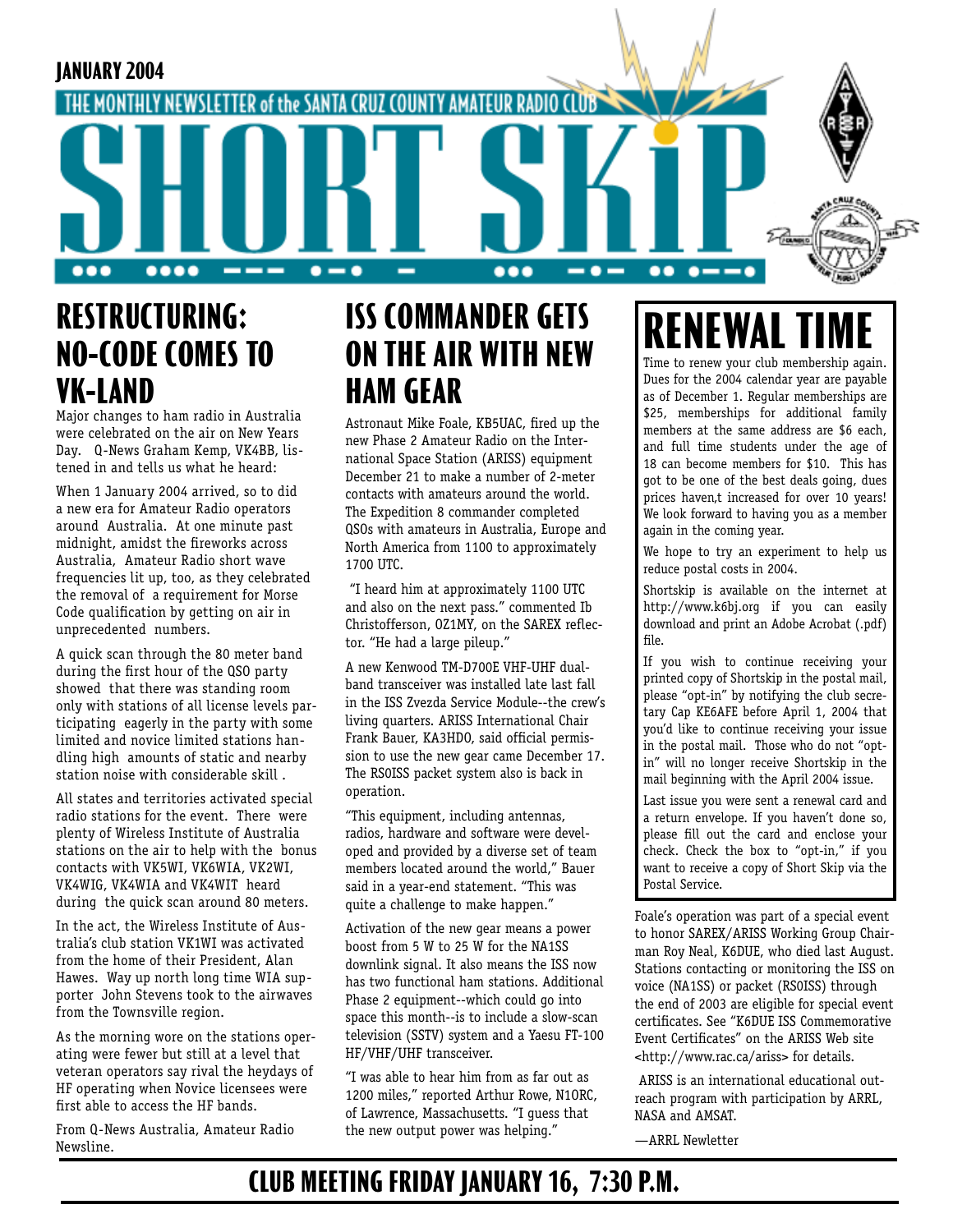JANUARY 2004

THE MONTHLY NEWSLETTER of the SANTA CRUZ COUNTY AMATEUR RADIO CLUB

# SHORT SKiP

## RESTRUCTURING: NO-CODE COMES TO VK-LAND

Major changes to ham radio in Australia were celebrated on the air on New Years Day. Q-News Graham Kemp, VK4BB, listened in and tells us what he heard:

When 1 January 2004 arrived, so to did a new era for Amateur Radio operators around Australia. At one minute past midnight, amidst the fireworks across Australia, Amateur Radio short wave frequencies lit up, too, as they celebrated the removal of a requirement for Morse Code qualification by getting on air in unprecedented numbers.

A quick scan through the 80 meter band during the first hour of the QSO party showed that there was standing room only with stations of all license levels participating eagerly in the party with some limited and novice limited stations handling high amounts of static and nearby station noise with considerable skill .

All states and territories activated special radio stations for the event. There were plenty of Wireless Institute of Australia stations on the air to help with the bonus contacts with VK5WI, VK6WIA, VK2WI, VK4WIG, VK4WIA and VK4WIT heard during the quick scan around 80 meters.

In the act, the Wireless Institute of Australia's club station VK1WI was activated from the home of their President, Alan Hawes. Way up north long time WIA supporter John Stevens took to the airwaves from the Townsville region.

As the morning wore on the stations operating were fewer but still at a level that veteran operators say rival the heydays of HF operating when Novice licensees were first able to access the HF bands.

From Q-News Australia, Amateur Radio Newsline.

## ISS COMMANDER GETS ON THE AIR WITH NEW HAM GEAR

Astronaut Mike Foale, KB5UAC, fired up the new Phase 2 Amateur Radio on the International Space Station (ARISS) equipment December 21 to make a number of 2-meter contacts with amateurs around the world. The Expedition 8 commander completed QSOs with amateurs in Australia, Europe and North America from 1100 to approximately 1700 UTC.

"I heard him at approximately 1100 UTC and also on the next pass." commented Ib Christofferson, OZ1MY, on the SAREX reflector. "He had a large pileup."

A new Kenwood TM-D700E VHF-UHF dual-band transceiver was installed late last fall in the ISS Zvezda Service Module--the crew's living quarters. ARISS International Chair Frank Bauer, KA3HDO, said official permission to use the new gear came December 17. The RS0ISS packet system also is back in operation.

"This equipment, including antennas, radios, hardware and software were developed and provided by a diverse set of team members located around the world," Bauer said in a year-end statement. "This was quite a challenge to make happen."

Activation of the new gear means a power boost from 5 W to 25 W for the NA1SS downlink signal. It also means the ISS now has two functional ham stations. Additional Phase 2 equipment--which could go into space this month--is to include a slow-scan television (SSTV) system and a Yaesu FT-100 HF/VHF/UHF transceiver.

"I was able to hear him from as far out as 1200 miles," reported Arthur Rowe, N1ORC, of Lawrence, Massachusetts. "I guess that the new output power was helping."

Foale's operation was part of a special event to honor SAREX/ARISS Working Group Chairman Roy Neal, K6DUE, who died last August. Stations contacting or monitoring the ISS on voice (NA1SS) or packet (RS0ISS) through the end of 2003 are eligible for special event certificates. See "K6DUE ISS Commemorative Event Certificates" on the ARISS Web site <http://www.rac.ca/ariss> for details.

ARISS is an international educational outreach program with participation by ARRL, NASA and AMSAT.

—ARRL Newletter

## RENEWAL TIME

Time to renew your club membership again. Dues for the 2004 calendar year are payable as of December 1. Regular memberships are $25, memberships for additional family members at the same address are $6 each, and full time students under the age of 18 can become members for $10. This has got to be one of the best deals going, dues prices haven,t increased for over 10 years! We look forward to having you as a member again in the coming year.

We hope to try an experiment to help us reduce postal costs in 2004.

Shortskip is available on the internet at http://www.k6bj.org if you can easily download and print an Adobe Acrobat (.pdf) file.

If you wish to continue receiving your printed copy of Shortskip in the postal mail, please "opt-in" by notifying the club secretary Cap KE6AFE before April 1, 2004 that you'd like to continue receiving your issue in the postal mail. Those who do not "opt-in" will no longer receive Shortskip in the mail beginning with the April 2004 issue.

Last issue you were sent a renewal card and a return envelope. If you haven't done so, please fill out the card and enclose your check. Check the box to "opt-in," if you want to receive a copy of Short Skip via the Postal Service.

## CLUB MEETING FRIDAY JANUARY 16, 7:30 P.M.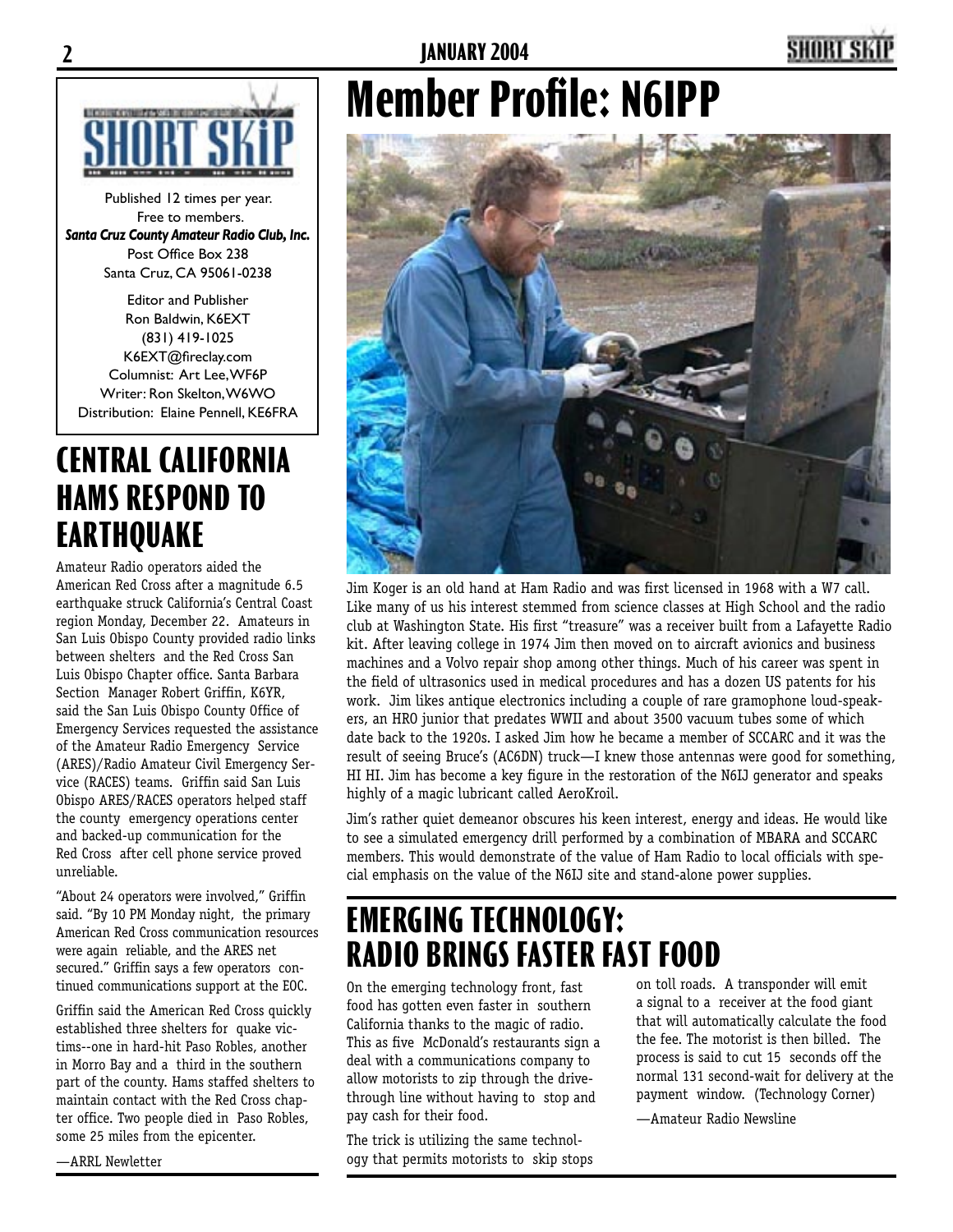Published 12 times per year.
Free to members.
***Santa Cruz County Amateur Radio Club, Inc.***
Post Office Box 238
Santa Cruz, CA 95061-0238

Editor and Publisher
Ron Baldwin, K6EXT
(831) 419-1025
K6EXT@fireclay.com
Columnist: Art Lee, WF6P
Writer: Ron Skelton, W6WO
Distribution: Elaine Pennell, KE6FRA

# Member Profile: N6IPP

Jim Koger is an old hand at Ham Radio and was first licensed in 1968 with a W7 call. Like many of us his interest stemmed from science classes at High School and the radio club at Washington State. His first "treasure" was a receiver built from a Lafayette Radio kit. After leaving college in 1974 Jim then moved on to aircraft avionics and business machines and a Volvo repair shop among other things. Much of his career was spent in the field of ultrasonics used in medical procedures and has a dozen US patents for his work. Jim likes antique electronics including a couple of rare gramophone loud-speakers, an HRO junior that predates WWII and about 3500 vacuum tubes some of which date back to the 1920s. I asked Jim how he became a member of SCCARC and it was the result of seeing Bruce's (AC6DN) truck—I knew those antennas were good for something, HI HI. Jim has become a key figure in the restoration of the N6IJ generator and speaks highly of a magic lubricant called AeroKroil.

Jim's rather quiet demeanor obscures his keen interest, energy and ideas. He would like to see a simulated emergency drill performed by a combination of MBARA and SCCARC members. This would demonstrate of the value of Ham Radio to local officials with special emphasis on the value of the N6IJ site and stand-alone power supplies.

# CENTRAL CALIFORNIA HAMS RESPOND TO EARTHQUAKE

Amateur Radio operators aided the American Red Cross after a magnitude 6.5 earthquake struck California's Central Coast region Monday, December 22. Amateurs in San Luis Obispo County provided radio links between shelters and the Red Cross San Luis Obispo Chapter office. Santa Barbara Section Manager Robert Griffin, K6YR, said the San Luis Obispo County Office of Emergency Services requested the assistance of the Amateur Radio Emergency Service (ARES)/Radio Amateur Civil Emergency Service (RACES) teams. Griffin said San Luis Obispo ARES/RACES operators helped staff the county emergency operations center and backed-up communication for the Red Cross after cell phone service proved unreliable.

"About 24 operators were involved," Griffin said. "By 10 PM Monday night, the primary American Red Cross communication resources were again reliable, and the ARES net secured." Griffin says a few operators continued communications support at the EOC.

Griffin said the American Red Cross quickly established three shelters for quake victims--one in hard-hit Paso Robles, another in Morro Bay and a third in the southern part of the county. Hams staffed shelters to maintain contact with the Red Cross chapter office. Two people died in Paso Robles, some 25 miles from the epicenter.

—ARRL Newletter

# EMERGING TECHNOLOGY: RADIO BRINGS FASTER FAST FOOD

On the emerging technology front, fast food has gotten even faster in southern California thanks to the magic of radio. This as five McDonald's restaurants sign a deal with a communications company to allow motorists to zip through the drive-through line without having to stop and pay cash for their food.

The trick is utilizing the same technology that permits motorists to skip stops on toll roads. A transponder will emit a signal to a receiver at the food giant that will automatically calculate the food the fee. The motorist is then billed. The process is said to cut 15 seconds off the normal 131 second-wait for delivery at the payment window. (Technology Corner)

—Amateur Radio Newsline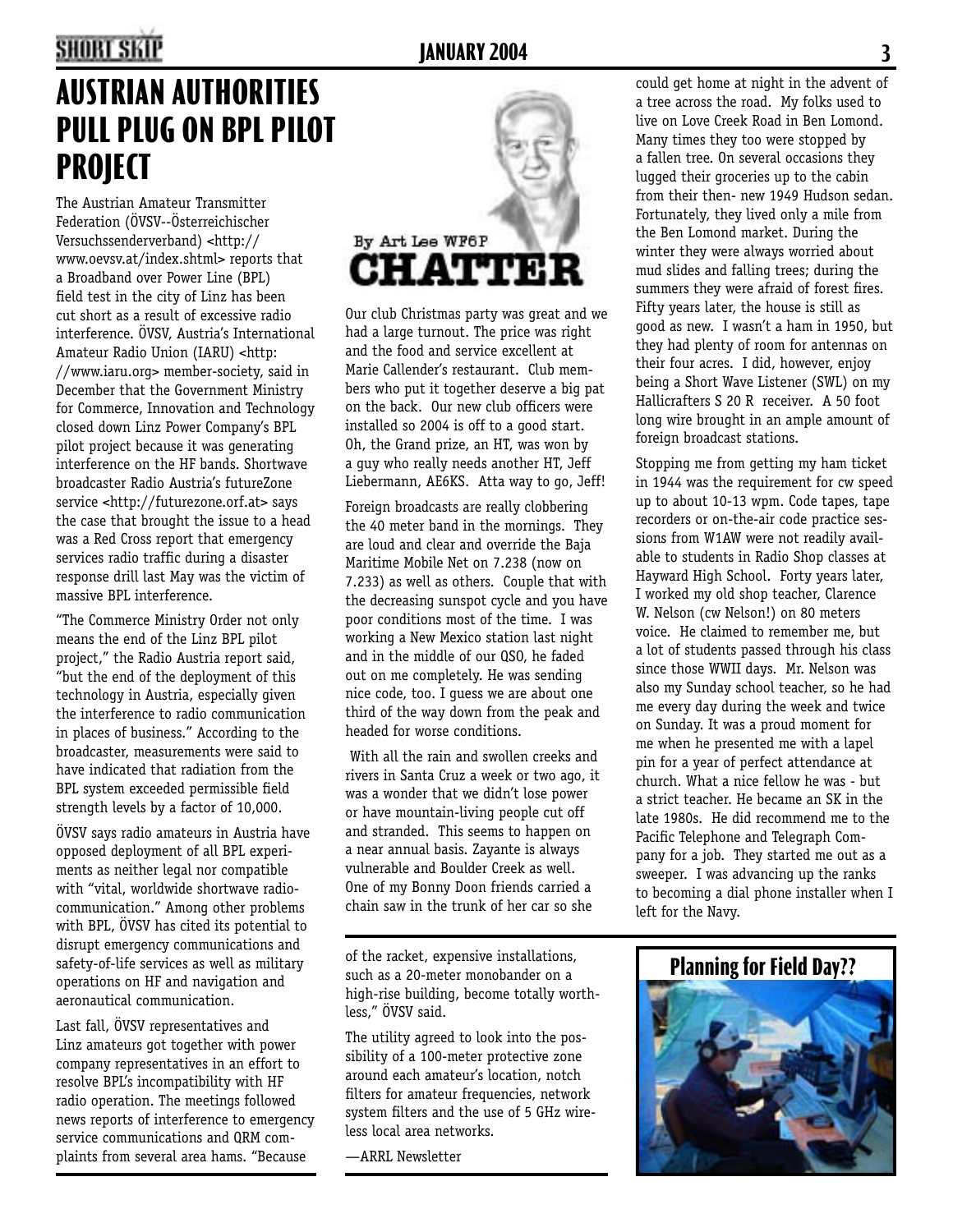# AUSTRIAN AUTHORITIES PULL PLUG ON BPL PILOT PROJECT

The Austrian Amateur Transmitter Federation (ÖVSV--Österreichischer Versuchssenderverband) <http://www.oevsv.at/index.shtml> reports that a Broadband over Power Line (BPL) field test in the city of Linz has been cut short as a result of excessive radio interference. ÖVSV, Austria's International Amateur Radio Union (IARU) <http://www.iaru.org> member-society, said in December that the Government Ministry for Commerce, Innovation and Technology closed down Linz Power Company's BPL pilot project because it was generating interference on the HF bands. Shortwave broadcaster Radio Austria's futureZone service <http://futurezone.orf.at> says the case that brought the issue to a head was a Red Cross report that emergency services radio traffic during a disaster response drill last May was the victim of massive BPL interference.

"The Commerce Ministry Order not only means the end of the Linz BPL pilot project," the Radio Austria report said, "but the end of the deployment of this technology in Austria, especially given the interference to radio communication in places of business." According to the broadcaster, measurements were said to have indicated that radiation from the BPL system exceeded permissible field strength levels by a factor of 10,000.

ÖVSV says radio amateurs in Austria have opposed deployment of all BPL experiments as neither legal nor compatible with "vital, worldwide shortwave radiocommunication." Among other problems with BPL, ÖVSV has cited its potential to disrupt emergency communications and safety-of-life services as well as military operations on HF and navigation and aeronautical communication.

Last fall, ÖVSV representatives and Linz amateurs got together with power company representatives in an effort to resolve BPL's incompatibility with HF radio operation. The meetings followed news reports of interference to emergency service communications and QRM complaints from several area hams. "Because of the racket, expensive installations, such as a 20-meter monobander on a high-rise building, become totally worthless," ÖVSV said.

The utility agreed to look into the possibility of a 100-meter protective zone around each amateur's location, notch filters for amateur frequencies, network system filters and the use of 5 GHz wireless local area networks.

—ARRL Newsletter

# CHATTER

By Art Lee WF6P

Our club Christmas party was great and we had a large turnout. The price was right and the food and service excellent at Marie Callender's restaurant. Club members who put it together deserve a big pat on the back. Our new club officers were installed so 2004 is off to a good start. Oh, the Grand prize, an HT, was won by a guy who really needs another HT, Jeff Liebermann, AE6KS. Atta way to go, Jeff!

Foreign broadcasts are really clobbering the 40 meter band in the mornings. They are loud and clear and override the Baja Maritime Mobile Net on 7.238 (now on 7.233) as well as others. Couple that with the decreasing sunspot cycle and you have poor conditions most of the time. I was working a New Mexico station last night and in the middle of our QSO, he faded out on me completely. He was sending nice code, too. I guess we are about one third of the way down from the peak and headed for worse conditions.

With all the rain and swollen creeks and rivers in Santa Cruz a week or two ago, it was a wonder that we didn't lose power or have mountain-living people cut off and stranded. This seems to happen on a near annual basis. Zayante is always vulnerable and Boulder Creek as well. One of my Bonny Doon friends carried a chain saw in the trunk of her car so she could get home at night in the advent of a tree across the road. My folks used to live on Love Creek Road in Ben Lomond. Many times they too were stopped by a fallen tree. On several occasions they lugged their groceries up to the cabin from their then- new 1949 Hudson sedan. Fortunately, they lived only a mile from the Ben Lomond market. During the winter they were always worried about mud slides and falling trees; during the summers they were afraid of forest fires. Fifty years later, the house is still as good as new. I wasn't a ham in 1950, but they had plenty of room for antennas on their four acres. I did, however, enjoy being a Short Wave Listener (SWL) on my Hallicrafters S 20 R receiver. A 50 foot long wire brought in an ample amount of foreign broadcast stations.

Stopping me from getting my ham ticket in 1944 was the requirement for cw speed up to about 10-13 wpm. Code tapes, tape recorders or on-the-air code practice sessions from W1AW were not readily available to students in Radio Shop classes at Hayward High School. Forty years later, I worked my old shop teacher, Clarence W. Nelson (cw Nelson!) on 80 meters voice. He claimed to remember me, but a lot of students passed through his class since those WWII days. Mr. Nelson was also my Sunday school teacher, so he had me every day during the week and twice on Sunday. It was a proud moment for me when he presented me with a lapel pin for a year of perfect attendance at church. What a nice fellow he was - but a strict teacher. He became an SK in the late 1980s. He did recommend me to the Pacific Telephone and Telegraph Company for a job. They started me out as a sweeper. I was advancing up the ranks to becoming a dial phone installer when I left for the Navy.

**Planning for Field Day??**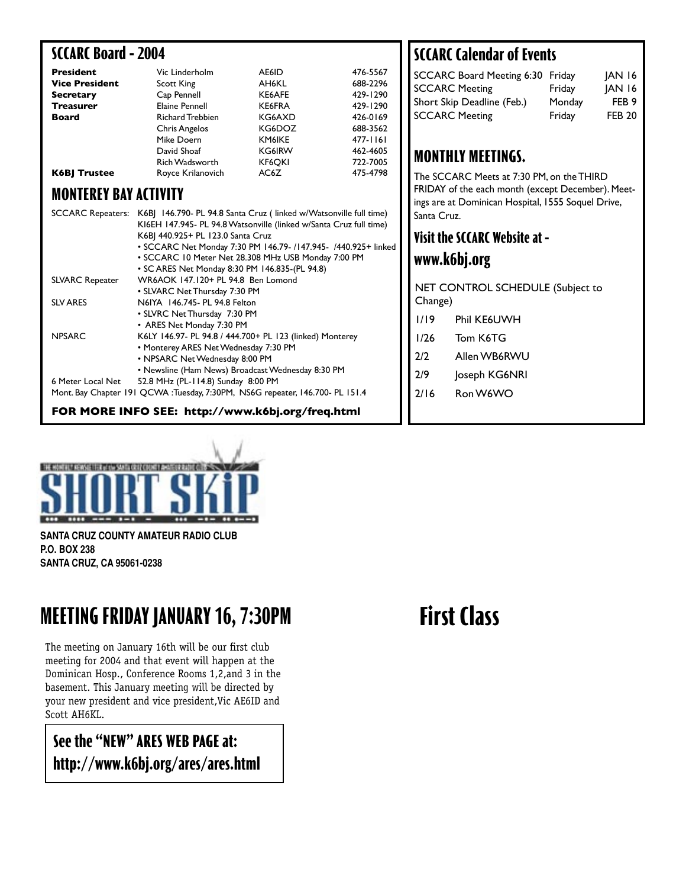## SCCARC Board - 2004

| | | | |
|---|---|---|---|
| **President** | Vic Linderholm | AE6ID | 476-5567 |
| **Vice President** | Scott King | AH6KL | 688-2296 |
| **Secretary** | Cap Pennell | KE6AFE | 429-1290 |
| **Treasurer** | Elaine Pennell | KE6FRA | 429-1290 |
| **Board** | Richard Trebbien | KG6AXD | 426-0169 |
| | Chris Angelos | KG6DOZ | 688-3562 |
| | Mike Doern | KM6IKE | 477-1161 |
| | David Shoaf | KG6IRW | 462-4605 |
| | Rich Wadsworth | KF6QKI | 722-7005 |
| **K6BJ Trustee** | Royce Krilanovich | AC6Z | 475-4798 |

## MONTEREY BAY ACTIVITY

SCCARC Repeaters: K6BJ 146.790- PL 94.8 Santa Cruz ( linked w/Watsonville full time)
KI6EH 147.945- PL 94.8 Watsonville (linked w/Santa Cruz full time)
K6BJ 440.925+ PL 123.0 Santa Cruz
- SCCARC Net Monday 7:30 PM 146.79- /147.945- /440.925+ linked
- SCCARC 10 Meter Net 28.308 MHz USB Monday 7:00 PM
- SC ARES Net Monday 8:30 PM 146.835-(PL 94.8)

SLVARC Repeater: WR6AOK 147.120+ PL 94.8 Ben Lomond
- SLVARC Net Thursday 7:30 PM

SLV ARES: N6IYA 146.745- PL 94.8 Felton
- SLVRC Net Thursday 7:30 PM
- ARES Net Monday 7:30 PM

NPSARC: K6LY 146.97- PL 94.8 / 444.700+ PL 123 (linked) Monterey
- Monterey ARES Net Wednesday 7:30 PM
- NPSARC Net Wednesday 8:00 PM
- Newsline (Ham News) Broadcast Wednesday 8:30 PM

6 Meter Local Net: 52.8 MHz (PL-114.8) Sunday 8:00 PM

Mont. Bay Chapter 191 QCWA :Tuesday, 7:30PM, NS6G repeater, 146.700- PL 151.4

**FOR MORE INFO SEE: http://www.k6bj.org/freq.html**

## SCCARC Calendar of Events

| | | |
|---|---|---|
| SCCARC Board Meeting 6:30 | Friday | JAN 16 |
| SCCARC Meeting | Friday | JAN 16 |
| Short Skip Deadline (Feb.) | Monday | FEB 9 |
| SCCARC Meeting | Friday | FEB 20 |

## MONTHLY MEETINGS.

The SCCARC Meets at 7:30 PM, on the THIRD FRIDAY of the each month (except December). Meetings are at Dominican Hospital, 1555 Soquel Drive, Santa Cruz.

### Visit the SCCARC Website at - www.k6bj.org

NET CONTROL SCHEDULE (Subject to Change)

| | |
|---|---|
| 1/19 | Phil KE6UWH |
| 1/26 | Tom K6TG |
| 2/2 | Allen WB6RWU |
| 2/9 | Joseph KG6NRI |
| 2/16 | Ron W6WO |

THE MONTHLY NEWSLETTER of the SANTA CRUZ COUNTY AMATEUR RADIO CLUB

SHORT SKIP

**SANTA CRUZ COUNTY AMATEUR RADIO CLUB**
**P.O. BOX 238**
**SANTA CRUZ, CA 95061-0238**

**First Class**

## MEETING FRIDAY JANUARY 16, 7:30PM

The meeting on January 16th will be our first club meeting for 2004 and that event will happen at the Dominican Hosp., Conference Rooms 1,2,and 3 in the basement. This January meeting will be directed by your new president and vice president,Vic AE6ID and Scott AH6KL.

### See the "NEW" ARES WEB PAGE at: http://www.k6bj.org/ares/ares.html